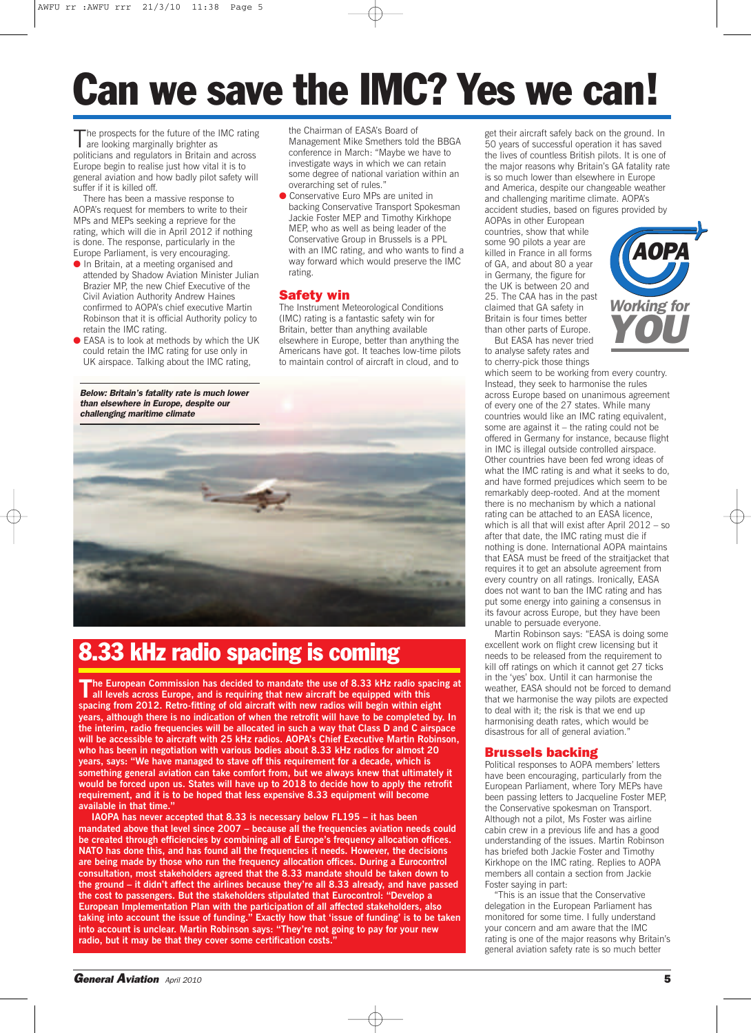# Can we save the IMC? Yes we can!

The prospects for the future of the IMC rating are looking marginally brighter as politicians and regulators in Britain and across Europe begin to realise just how vital it is to general aviation and how badly pilot safety will suffer if it is killed off.

There has been a massive response to AOPA's request for members to write to their MPs and MEPs seeking a reprieve for the rating, which will die in April 2012 if nothing is done. The response, particularly in the Europe Parliament, is very encouraging.

- In Britain, at a meeting organised and attended by Shadow Aviation Minister Julian Brazier MP, the new Chief Executive of the Civil Aviation Authority Andrew Haines confirmed to AOPA's chief executive Martin Robinson that it is official Authority policy to retain the IMC rating.
- EASA is to look at methods by which the UK could retain the IMC rating for use only in UK airspace. Talking about the IMC rating, the Chairman of EASA's Board of Management Mike Smethers told the BBGA conference in March: "Maybe we have to investigate ways in which we can retain some degree of national variation within an overarching set of rules."
- Conservative Euro MPs are united in backing Conservative Transport Spokesman Jackie Foster MEP and Timothy Kirkhope MEP, who as well as being leader of the Conservative Group in Brussels is a PPL with an IMC rating, and who wants to find a way forward which would preserve the IMC rating.

## Safety win

The Instrument Meteorological Conditions (IMC) rating is a fantastic safety win for Britain, better than anything available elsewhere in Europe, better than anything the Americans have got. It teaches low-time pilots to maintain control of aircraft in cloud, and to get their aircraft safely back on the ground. In 50 years of successful operation it has saved the lives of countless British pilots. It is one of the major reasons why Britain's GA fatality rate is so much lower than elsewhere in Europe and America, despite our changeable weather and challenging maritime climate. AOPA's accident studies, based on figures provided by AOPAs in other European countries, show that while some 90 pilots a year are killed in France in all forms of GA, and about 80 a year in Germany, the figure for the UK is between 20 and 25. The CAA has in the past claimed that GA safety in Britain is four times better than other parts of Europe.

But EASA has never tried to analyse safety rates and to cherry-pick those things which seem to be working from every country. Instead, they seek to harmonise the rules across Europe based on unanimous agreement of every one of the 27 states. While many countries would like an IMC rating equivalent, some are against it – the rating could not be offered in Germany for instance, because flight in IMC is illegal outside controlled airspace. Other countries have been fed wrong ideas of what the IMC rating is and what it seeks to do, and have formed prejudices which seem to be remarkably deep-rooted. And at the moment there is no mechanism by which a national rating can be attached to an EASA licence, which is all that will exist after April 2012 – so after that date, the IMC rating must die if nothing is done. International AOPA maintains that EASA must be freed of the straitjacket that requires it to get an absolute agreement from every country on all ratings. Ironically, EASA does not want to ban the IMC rating and has put some energy into gaining a consensus in its favour across Europe, but they have been unable to persuade everyone.

Martin Robinson says: "EASA is doing some excellent work on flight crew licensing but it needs to be released from the requirement to kill off ratings on which it cannot get 27 ticks in the 'yes' box. Until it can harmonise the weather, EASA should not be forced to demand that we harmonise the way pilots are expected to deal with it; the risk is that we end up harmonising death rates, which would be disastrous for all of general aviation."

## Brussels backing

Political responses to AOPA members' letters have been encouraging, particularly from the European Parliament, where Tory MEPs have been passing letters to Jacqueline Foster MEP, the Conservative spokesman on Transport. Although not a pilot, Ms Foster was airline cabin crew in a previous life and has a good understanding of the issues. Martin Robinson has briefed both Jackie Foster and Timothy Kirkhope on the IMC rating. Replies to AOPA members all contain a section from Jackie Foster saying in part:

"This is an issue that the Conservative delegation in the European Parliament has monitored for some time. I fully understand your concern and am aware that the IMC rating is one of the major reasons why Britain's general aviation safety rate is so much better

*Below: Britain's fatality rate is much lower than elsewhere in Europe, despite our challenging maritime climate*

## 8.33 kHz radio spacing is coming

**The European Commission has decided to mandate the use of 8.33 kHz radio spacing at all levels across Europe, and is requiring that new aircraft be equipped with this spacing from 2012. Retro-fitting of old aircraft with new radios will begin within eight years, although there is no indication of when the retrofit will have to be completed by. In the interim, radio frequencies will be allocated in such a way that Class D and C airspace will be accessible to aircraft with 25 kHz radios. AOPA's Chief Executive Martin Robinson, who has been in negotiation with various bodies about 8.33 kHz radios for almost 20 years, says: "We have managed to stave off this requirement for a decade, which is something general aviation can take comfort from, but we always knew that ultimately it would be forced upon us. States will have up to 2018 to decide how to apply the retrofit requirement, and it is to be hoped that less expensive 8.33 equipment will become available in that time."**

**IAOPA has never accepted that 8.33 is necessary below FL195 – it has been mandated above that level since 2007 – because all the frequencies aviation needs could be created through efficiencies by combining all of Europe's frequency allocation offices. NATO has done this, and has found all the frequencies it needs. However, the decisions are being made by those who run the frequency allocation offices. During a Eurocontrol consultation, most stakeholders agreed that the 8.33 mandate should be taken down to the ground – it didn't affect the airlines because they're all 8.33 already, and have passed the cost to passengers. But the stakeholders stipulated that Eurocontrol: "Develop a European Implementation Plan with the participation of all affected stakeholders, also taking into account the issue of funding." Exactly how that 'issue of funding' is to be taken into account is unclear. Martin Robinson says: "They're not going to pay for your new radio, but it may be that they cover some certification costs."**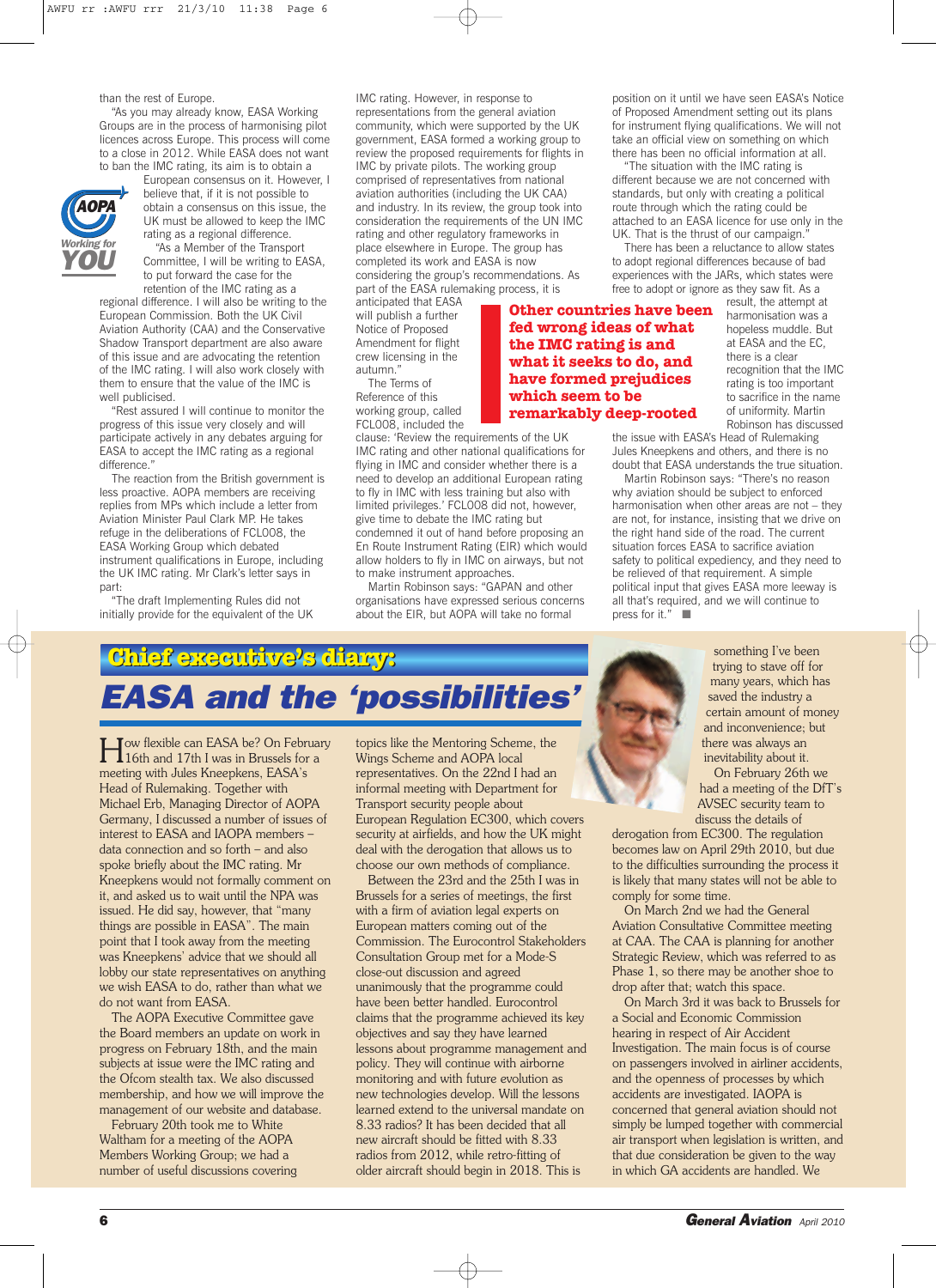than the rest of Europe.

"As you may already know, EASA Working Groups are in the process of harmonising pilot licences across Europe. This process will come to a close in 2012. While EASA does not want to ban the IMC rating, its aim is to obtain a European consensus on it. However, I believe that, if it is not possible to obtain a consensus on this issue, the UK must be allowed to keep the IMC rating as a regional difference.

"As a Member of the Transport Committee, I will be writing to EASA, to put forward the case for the retention of the IMC rating as a regional difference. I will also be writing to the European Commission. Both the UK Civil Aviation Authority (CAA) and the Conservative Shadow Transport department are also aware of this issue and are advocating the retention of the IMC rating. I will also work closely with them to ensure that the value of the IMC is well publicised.

"Rest assured I will continue to monitor the progress of this issue very closely and will participate actively in any debates arguing for EASA to accept the IMC rating as a regional difference."

The reaction from the British government is less proactive. AOPA members are receiving replies from MPs which include a letter from Aviation Minister Paul Clark MP. He takes refuge in the deliberations of FCL008, the EASA Working Group which debated instrument qualifications in Europe, including the UK IMC rating. Mr Clark's letter says in part:

"The draft Implementing Rules did not initially provide for the equivalent of the UK IMC rating. However, in response to representations from the general aviation community, which were supported by the UK government, EASA formed a working group to review the proposed requirements for flights in IMC by private pilots. The working group comprised of representatives from national aviation authorities (including the UK CAA) and industry. In its review, the group took into consideration the requirements of the UN IMC rating and other regulatory frameworks in place elsewhere in Europe. The group has completed its work and EASA is now considering the group's recommendations. As part of the EASA rulemaking process, it is anticipated that EASA will publish a further Notice of Proposed Amendment for flight crew licensing in the autumn."

The Terms of Reference of this working group, called FCL008, included the clause: 'Review the requirements of the UK IMC rating and other national qualifications for flying in IMC and consider whether there is a need to develop an additional European rating to fly in IMC with less training but also with limited privileges.' FCL008 did not, however, give time to debate the IMC rating but condemned it out of hand before proposing an En Route Instrument Rating (EIR) which would allow holders to fly in IMC on airways, but not to make instrument approaches.

**Other countries have been fed wrong ideas of what the IMC rating is and what it seeks to do, and have formed prejudices which seem to be remarkably deep-rooted**

Martin Robinson says: "GAPAN and other organisations have expressed serious concerns about the EIR, but AOPA will take no formal position on it until we have seen EASA's Notice of Proposed Amendment setting out its plans for instrument flying qualifications. We will not take an official view on something on which there has been no official information at all.

"The situation with the IMC rating is different because we are not concerned with standards, but only with creating a political route through which the rating could be attached to an EASA licence for use only in the UK. That is the thrust of our campaign."

There has been a reluctance to allow states to adopt regional differences because of bad experiences with the JARs, which states were free to adopt or ignore as they saw fit. As a result, the attempt at harmonisation was a hopeless muddle. But at EASA and the EC, there is a clear recognition that the IMC rating is too important to sacrifice in the name of uniformity. Martin Robinson has discussed the issue with EASA's Head of Rulemaking Jules Kneepkens and others, and there is no doubt that EASA understands the true situation.

Martin Robinson says: "There's no reason why aviation should be subject to enforced harmonisation when other areas are not – they are not, for instance, insisting that we drive on the right hand side of the road. The current situation forces EASA to sacrifice aviation safety to political expediency, and they need to be relieved of that requirement. A simple political input that gives EASA more leeway is all that's required, and we will continue to press for it." ■

## Chief executive's diary:

# EASA and the 'possibilities'

How flexible can EASA be? On February 16th and 17th I was in Brussels for a meeting with Jules Kneepkens, EASA's Head of Rulemaking. Together with Michael Erb, Managing Director of AOPA Germany, I discussed a number of issues of interest to EASA and IAOPA members – data connection and so forth – and also spoke briefly about the IMC rating. Mr Kneepkens would not formally comment on it, and asked us to wait until the NPA was issued. He did say, however, that "many things are possible in EASA". The main point that I took away from the meeting was Kneepkens' advice that we should all lobby our state representatives on anything we wish EASA to do, rather than what we do not want from EASA.

The AOPA Executive Committee gave the Board members an update on work in progress on February 18th, and the main subjects at issue were the IMC rating and the Ofcom stealth tax. We also discussed membership, and how we will improve the management of our website and database.

February 20th took me to White Waltham for a meeting of the AOPA Members Working Group; we had a number of useful discussions covering topics like the Mentoring Scheme, the Wings Scheme and AOPA local representatives. On the 22nd I had an informal meeting with Department for Transport security people about European Regulation EC300, which covers security at airfields, and how the UK might deal with the derogation that allows us to choose our own methods of compliance.

Between the 23rd and the 25th I was in Brussels for a series of meetings, the first with a firm of aviation legal experts on European matters coming out of the Commission. The Eurocontrol Stakeholders Consultation Group met for a Mode-S close-out discussion and agreed unanimously that the programme could have been better handled. Eurocontrol claims that the programme achieved its key objectives and say they have learned lessons about programme management and policy. They will continue with airborne monitoring and with future evolution as new technologies develop. Will the lessons learned extend to the universal mandate on 8.33 radios? It has been decided that all new aircraft should be fitted with 8.33 radios from 2012, while retro-fitting of older aircraft should begin in 2018. This is something I've been trying to stave off for many years, which has saved the industry a certain amount of money and inconvenience; but there was always an inevitability about it.

On February 26th we had a meeting of the DfT's AVSEC security team to discuss the details of derogation from EC300. The regulation becomes law on April 29th 2010, but due to the difficulties surrounding the process it is likely that many states will not be able to comply for some time.

On March 2nd we had the General Aviation Consultative Committee meeting at CAA. The CAA is planning for another Strategic Review, which was referred to as Phase 1, so there may be another shoe to drop after that; watch this space.

On March 3rd it was back to Brussels for a Social and Economic Commission hearing in respect of Air Accident Investigation. The main focus is of course on passengers involved in airliner accidents, and the openness of processes by which accidents are investigated. IAOPA is concerned that general aviation should not simply be lumped together with commercial air transport when legislation is written, and that due consideration be given to the way in which GA accidents are handled. We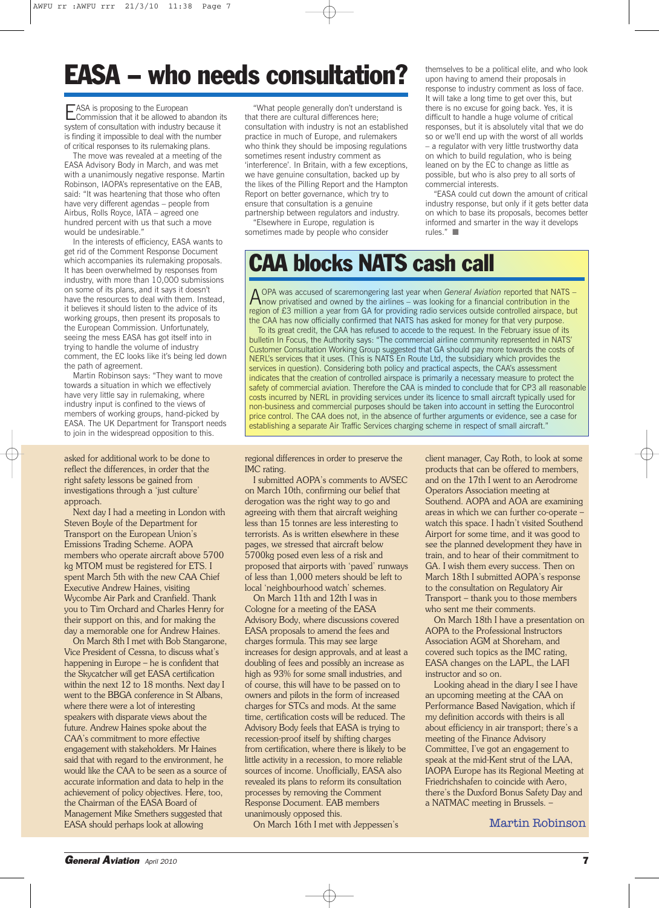# EASA – who needs consultation?

EASA is proposing to the European Commission that it be allowed to abandon its system of consultation with industry because it is finding it impossible to deal with the number of critical responses to its rulemaking plans.

The move was revealed at a meeting of the EASA Advisory Body in March, and was met with a unanimously negative response. Martin Robinson, IAOPA's representative on the EAB, said: "It was heartening that those who often have very different agendas – people from Airbus, Rolls Royce, IATA – agreed one hundred percent with us that such a move would be undesirable."

In the interests of efficiency, EASA wants to get rid of the Comment Response Document which accompanies its rulemaking proposals. It has been overwhelmed by responses from industry, with more than 10,000 submissions on some of its plans, and it says it doesn't have the resources to deal with them. Instead, it believes it should listen to the advice of its working groups, then present its proposals to the European Commission. Unfortunately, seeing the mess EASA has got itself into in trying to handle the volume of industry comment, the EC looks like it's being led down the path of agreement.

Martin Robinson says: "They want to move towards a situation in which we effectively have very little say in rulemaking, where industry input is confined to the views of members of working groups, hand-picked by EASA. The UK Department for Transport needs to join in the widespread opposition to this.

"What people generally don't understand is that there are cultural differences here; consultation with industry is not an established practice in much of Europe, and rulemakers who think they should be imposing regulations sometimes resent industry comment as 'interference'. In Britain, with a few exceptions, we have genuine consultation, backed up by the likes of the Pilling Report and the Hampton Report on better governance, which try to ensure that consultation is a genuine partnership between regulators and industry.

"Elsewhere in Europe, regulation is sometimes made by people who consider themselves to be a political elite, and who look upon having to amend their proposals in response to industry comment as loss of face. It will take a long time to get over this, but there is no excuse for going back. Yes, it is difficult to handle a huge volume of critical responses, but it is absolutely vital that we do so or we'll end up with the worst of all worlds – a regulator with very little trustworthy data on which to build regulation, who is being leaned on by the EC to change as little as possible, but who is also prey to all sorts of commercial interests.

"EASA could cut down the amount of critical industry response, but only if it gets better data on which to base its proposals, becomes better informed and smarter in the way it develops rules." ■

# CAA blocks NATS cash call

AOPA was accused of scaremongering last year when *General Aviation* reported that NATS – now privatised and owned by the airlines – was looking for a financial contribution in the region of £3 million a year from GA for providing radio services outside controlled airspace, but the CAA has now officially confirmed that NATS has asked for money for that very purpose.

To its great credit, the CAA has refused to accede to the request. In the February issue of its bulletin In Focus, the Authority says: "The commercial airline community represented in NATS' Customer Consultation Working Group suggested that GA should pay more towards the costs of NERL's services that it uses. (This is NATS En Route Ltd, the subsidiary which provides the services in question). Considering both policy and practical aspects, the CAA's assessment indicates that the creation of controlled airspace is primarily a necessary measure to protect the safety of commercial aviation. Therefore the CAA is minded to conclude that for CP3 all reasonable costs incurred by NERL in providing services under its licence to small aircraft typically used for non-business and commercial purposes should be taken into account in setting the Eurocontrol price control. The CAA does not, in the absence of further arguments or evidence, see a case for establishing a separate Air Traffic Services charging scheme in respect of small aircraft."

---

asked for additional work to be done to reflect the differences, in order that the right safety lessons be gained from investigations through a 'just culture' approach.

Next day I had a meeting in London with Steven Boyle of the Department for Transport on the European Union's Emissions Trading Scheme. AOPA members who operate aircraft above 5700 kg MTOM must be registered for ETS. I spent March 5th with the new CAA Chief Executive Andrew Haines, visiting Wycombe Air Park and Cranfield. Thank you to Tim Orchard and Charles Henry for their support on this, and for making the day a memorable one for Andrew Haines.

On March 8th I met with Bob Stangarone, Vice President of Cessna, to discuss what's happening in Europe – he is confident that the Skycatcher will get EASA certification within the next 12 to 18 months. Next day I went to the BBGA conference in St Albans, where there were a lot of interesting speakers with disparate views about the future. Andrew Haines spoke about the CAA's commitment to more effective engagement with stakeholders. Mr Haines said that with regard to the environment, he would like the CAA to be seen as a source of accurate information and data to help in the achievement of policy objectives. Here, too, the Chairman of the EASA Board of Management Mike Smethers suggested that EASA should perhaps look at allowing regional differences in order to preserve the IMC rating.

I submitted AOPA's comments to AVSEC on March 10th, confirming our belief that derogation was the right way to go and agreeing with them that aircraft weighing less than 15 tonnes are less interesting to terrorists. As is written elsewhere in these pages, we stressed that aircraft below 5700kg posed even less of a risk and proposed that airports with 'paved' runways of less than 1,000 meters should be left to local 'neighbourhood watch' schemes.

On March 11th and 12th I was in Cologne for a meeting of the EASA Advisory Body, where discussions covered EASA proposals to amend the fees and charges formula. This may see large increases for design approvals, and at least a doubling of fees and possibly an increase as high as 93% for some small industries, and of course, this will have to be passed on to owners and pilots in the form of increased charges for STCs and mods. At the same time, certification costs will be reduced. The Advisory Body feels that EASA is trying to recession-proof itself by shifting charges from certification, where there is likely to be little activity in a recession, to more reliable sources of income. Unofficially, EASA also revealed its plans to reform its consultation processes by removing the Comment Response Document. EAB members unanimously opposed this.

On March 16th I met with Jeppesen's client manager, Cay Roth, to look at some products that can be offered to members, and on the 17th I went to an Aerodrome Operators Association meeting at Southend. AOPA and AOA are examining areas in which we can further co-operate – watch this space. I hadn't visited Southend Airport for some time, and it was good to see the planned development they have in train, and to hear of their commitment to GA. I wish them every success. Then on March 18th I submitted AOPA's response to the consultation on Regulatory Air Transport – thank you to those members who sent me their comments.

On March 18th I have a presentation on AOPA to the Professional Instructors Association AGM at Shoreham, and covered such topics as the IMC rating, EASA changes on the LAPL, the LAFI instructor and so on.

Looking ahead in the diary I see I have an upcoming meeting at the CAA on Performance Based Navigation, which if my definition accords with theirs is all about efficiency in air transport; there's a meeting of the Finance Advisory Committee, I've got an engagement to speak at the mid-Kent strut of the LAA, IAOPA Europe has its Regional Meeting at Friedrichshafen to coincide with Aero, there's the Duxford Bonus Safety Day and a NATMAC meeting in Brussels. –

Martin Robinson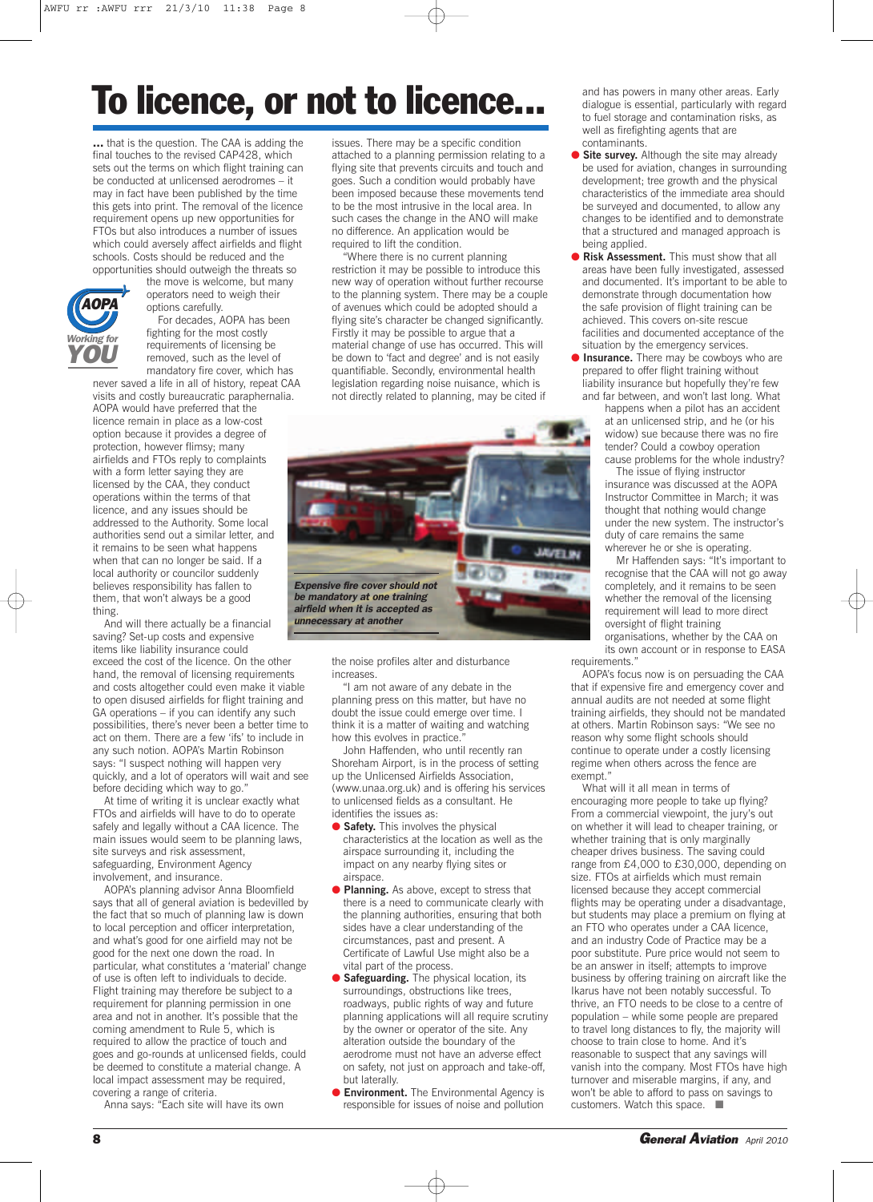# To licence, or not to licence...

**...** that is the question. The CAA is adding the final touches to the revised CAP428, which sets out the terms on which flight training can be conducted at unlicensed aerodromes – it may in fact have been published by the time this gets into print. The removal of the licence requirement opens up new opportunities for FTOs but also introduces a number of issues which could aversely affect airfields and flight schools. Costs should be reduced and the opportunities should outweigh the threats so the move is welcome, but many operators need to weigh their options carefully.

For decades, AOPA has been fighting for the most costly requirements of licensing to be removed, such as the level of mandatory fire cover, which has never saved a life in all of history, repeat CAA visits and costly bureaucratic paraphernalia. AOPA would have preferred that the licence remain in place as a low-cost option because it provides a degree of protection, however flimsy; many airfields and FTOs reply to complaints with a form letter saying they are licensed by the CAA, they conduct operations within the terms of that licence, and any issues should be addressed to the Authority. Some local authorities send out a similar letter, and it remains to be seen what happens when that can no longer be said. If a local authority or councilor suddenly believes responsibility has fallen to them, that won't always be a good thing.

And will there actually be a financial saving? Set-up costs and expensive items like liability insurance could exceed the cost of the licence. On the other hand, the removal of licensing requirements and costs altogether could even make it viable to open disused airfields for flight training and GA operations – if you can identify any such possibilities, there's never been a better time to act on them. There are a few 'ifs' to include in any such notion. AOPA's Martin Robinson says: "I suspect nothing will happen very quickly, and a lot of operators will wait and see before deciding which way to go."

At time of writing it is unclear exactly what FTOs and airfields will have to do to operate safely and legally without a CAA licence. The main issues would seem to be planning laws, site surveys and risk assessment, safeguarding, Environment Agency involvement, and insurance.

AOPA's planning advisor Anna Bloomfield says that all of general aviation is bedevilled by the fact that so much of planning law is down to local perception and officer interpretation, and what's good for one airfield may not be good for the next one down the road. In particular, what constitutes a 'material' change of use is often left to individuals to decide. Flight training may therefore be subject to a requirement for planning permission in one area and not in another. It's possible that the coming amendment to Rule 5, which is required to allow the practice of touch and goes and go-rounds at unlicensed fields, could be deemed to constitute a material change. A local impact assessment may be required, covering a range of criteria.

Anna says: "Each site will have its own issues. There may be a specific condition attached to a planning permission relating to a flying site that prevents circuits and touch and goes. Such a condition would probably have been imposed because these movements tend to be the most intrusive in the local area. In such cases the change in the ANO will make no difference. An application would be required to lift the condition.

"Where there is no current planning restriction it may be possible to introduce this new way of operation without further recourse to the planning system. There may be a couple of avenues which could be adopted should a flying site's character be changed significantly. Firstly it may be possible to argue that a material change of use has occurred. This will be down to 'fact and degree' and is not easily quantifiable. Secondly, environmental health legislation regarding noise nuisance, which is not directly related to planning, may be cited if the noise profiles alter and disturbance increases.

"I am not aware of any debate in the planning press on this matter, but have no doubt the issue could emerge over time. I think it is a matter of waiting and watching how this evolves in practice."

*Expensive fire cover should not be mandatory at one training airfield when it is accepted as unnecessary at another*

John Haffenden, who until recently ran Shoreham Airport, is in the process of setting up the Unlicensed Airfields Association, (www.unaa.org.uk) and is offering his services to unlicensed fields as a consultant. He identifies the issues as:

- **Safety.** This involves the physical characteristics at the location as well as the airspace surrounding it, including the impact on any nearby flying sites or airspace.
- **Planning.** As above, except to stress that there is a need to communicate clearly with the planning authorities, ensuring that both sides have a clear understanding of the circumstances, past and present. A Certificate of Lawful Use might also be a vital part of the process.
- **Safeguarding.** The physical location, its surroundings, obstructions like trees, roadways, public rights of way and future planning applications will all require scrutiny by the owner or operator of the site. Any alteration outside the boundary of the aerodrome must not have an adverse effect on safety, not just on approach and take-off, but laterally.
- **Environment.** The Environmental Agency is responsible for issues of noise and pollution and has powers in many other areas. Early dialogue is essential, particularly with regard to fuel storage and contamination risks, as well as firefighting agents that are contaminants.
- **Site survey.** Although the site may already be used for aviation, changes in surrounding development; tree growth and the physical characteristics of the immediate area should be surveyed and documented, to allow any changes to be identified and to demonstrate that a structured and managed approach is being applied.
- **Risk Assessment.** This must show that all areas have been fully investigated, assessed and documented. It's important to be able to demonstrate through documentation how the safe provision of flight training can be achieved. This covers on-site rescue facilities and documented acceptance of the situation by the emergency services.
- **Insurance.** There may be cowboys who are prepared to offer flight training without liability insurance but hopefully they're few and far between, and won't last long. What happens when a pilot has an accident at an unlicensed strip, and he (or his widow) sue because there was no fire tender? Could a cowboy operation cause problems for the whole industry?

The issue of flying instructor insurance was discussed at the AOPA Instructor Committee in March; it was thought that nothing would change under the new system. The instructor's duty of care remains the same wherever he or she is operating.

Mr Haffenden says: "It's important to recognise that the CAA will not go away completely, and it remains to be seen whether the removal of the licensing requirement will lead to more direct oversight of flight training organisations, whether by the CAA on its own account or in response to EASA requirements."

AOPA's focus now is on persuading the CAA that if expensive fire and emergency cover and annual audits are not needed at some flight training airfields, they should not be mandated at others. Martin Robinson says: "We see no reason why some flight schools should continue to operate under a costly licensing regime when others across the fence are exempt."

What will it all mean in terms of encouraging more people to take up flying? From a commercial viewpoint, the jury's out on whether it will lead to cheaper training, or whether training that is only marginally cheaper drives business. The saving could range from £4,000 to £30,000, depending on size. FTOs at airfields which must remain licensed because they accept commercial flights may be operating under a disadvantage, but students may place a premium on flying at an FTO who operates under a CAA licence, and an industry Code of Practice may be a poor substitute. Pure price would not seem to be an answer in itself; attempts to improve business by offering training on aircraft like the Ikarus have not been notably successful. To thrive, an FTO needs to be close to a centre of population – while some people are prepared to travel long distances to fly, the majority will choose to train close to home. And it's reasonable to suspect that any savings will vanish into the company. Most FTOs have high turnover and miserable margins, if any, and won't be able to afford to pass on savings to customers. Watch this space. ■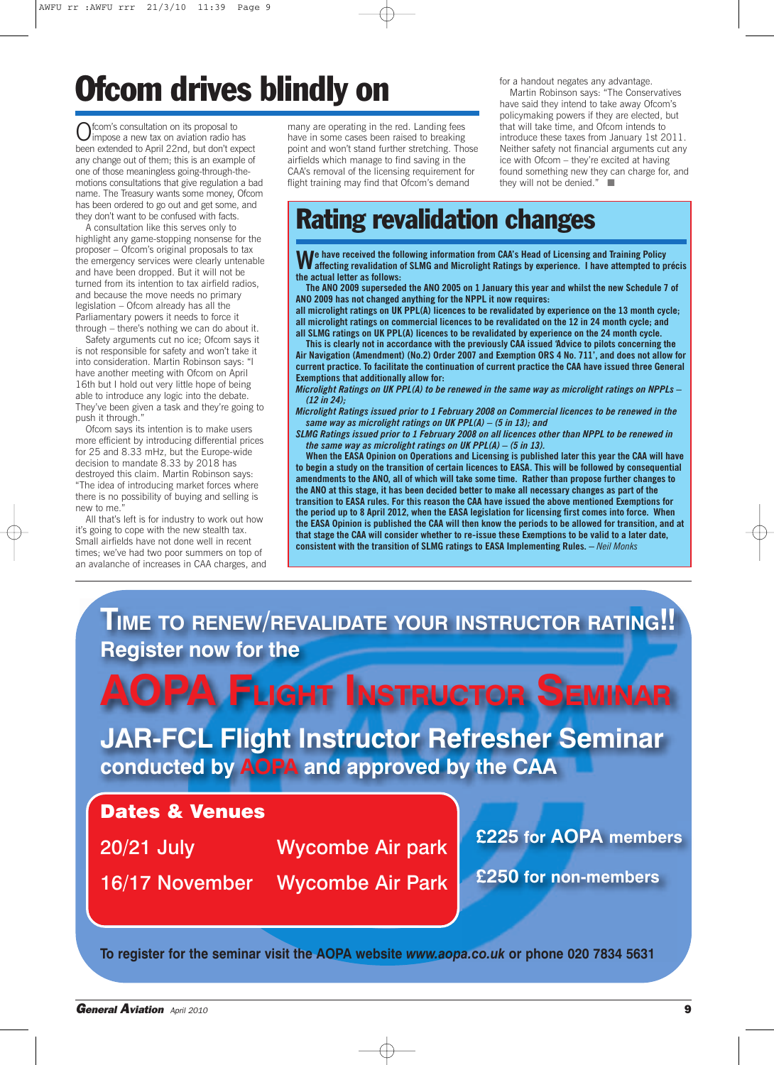# Ofcom drives blindly on

Ofcom's consultation on its proposal to impose a new tax on aviation radio has been extended to April 22nd, but don't expect any change out of them; this is an example of one of those meaningless going-through-the-motions consultations that give regulation a bad name. The Treasury wants some money, Ofcom has been ordered to go out and get some, and they don't want to be confused with facts.

A consultation like this serves only to highlight any game-stopping nonsense for the proposer – Ofcom's original proposals to tax the emergency services were clearly untenable and have been dropped. But it will not be turned from its intention to tax airfield radios, and because the move needs no primary legislation – Ofcom already has all the Parliamentary powers it needs to force it through – there's nothing we can do about it.

Safety arguments cut no ice; Ofcom says it is not responsible for safety and won't take it into consideration. Martin Robinson says: "I have another meeting with Ofcom on April 16th but I hold out very little hope of being able to introduce any logic into the debate. They've been given a task and they're going to push it through."

Ofcom says its intention is to make users more efficient by introducing differential prices for 25 and 8.33 mHz, but the Europe-wide decision to mandate 8.33 by 2018 has destroyed this claim. Martin Robinson says: "The idea of introducing market forces where there is no possibility of buying and selling is new to me."

All that's left is for industry to work out how it's going to cope with the new stealth tax. Small airfields have not done well in recent times; we've had two poor summers on top of an avalanche of increases in CAA charges, and many are operating in the red. Landing fees have in some cases been raised to breaking point and won't stand further stretching. Those airfields which manage to find saving in the CAA's removal of the licensing requirement for flight training may find that Ofcom's demand for a handout negates any advantage.

Martin Robinson says: "The Conservatives have said they intend to take away Ofcom's policymaking powers if they are elected, but that will take time, and Ofcom intends to introduce these taxes from January 1st 2011. Neither safety not financial arguments cut any ice with Ofcom – they're excited at having found something new they can charge for, and they will not be denied." ■

# Rating revalidation changes

**We have received the following information from CAA's Head of Licensing and Training Policy affecting revalidation of SLMG and Microlight Ratings by experience. I have attempted to précis the actual letter as follows:**

**The ANO 2009 superseded the ANO 2005 on 1 January this year and whilst the new Schedule 7 of ANO 2009 has not changed anything for the NPPL it now requires:**

**all microlight ratings on UK PPL(A) licences to be revalidated by experience on the 13 month cycle;**
**all microlight ratings on commercial licences to be revalidated on the 12 in 24 month cycle; and**
**all SLMG ratings on UK PPL(A) licences to be revalidated by experience on the 24 month cycle.**

**This is clearly not in accordance with the previously CAA issued 'Advice to pilots concerning the Air Navigation (Amendment) (No.2) Order 2007 and Exemption ORS 4 No. 711', and does not allow for current practice. To facilitate the continuation of current practice the CAA have issued three General Exemptions that additionally allow for:**

***Microlight Ratings on UK PPL(A) to be renewed in the same way as microlight ratings on NPPLs – (12 in 24);***
***Microlight Ratings issued prior to 1 February 2008 on Commercial licences to be renewed in the same way as microlight ratings on UK PPL(A) – (5 in 13); and***
***SLMG Ratings issued prior to 1 February 2008 on all licences other than NPPL to be renewed in the same way as microlight ratings on UK PPL(A) – (5 in 13).***

**When the EASA Opinion on Operations and Licensing is published later this year the CAA will have to begin a study on the transition of certain licences to EASA. This will be followed by consequential amendments to the ANO, all of which will take some time. Rather than propose further changes to the ANO at this stage, it has been decided better to make all necessary changes as part of the transition to EASA rules. For this reason the CAA have issued the above mentioned Exemptions for the period up to 8 April 2012, when the EASA legislation for licensing first comes into force. When the EASA Opinion is published the CAA will then know the periods to be allowed for transition, and at that stage the CAA will consider whether to re-issue these Exemptions to be valid to a later date, consistent with the transition of SLMG ratings to EASA Implementing Rules.** – *Neil Monks*

---

## Time to renew/revalidate your instructor rating!!

**Register now for the**

## AOPA Flight Instructor Seminar

**JAR-FCL Flight Instructor Refresher Seminar conducted by AOPA and approved by the CAA**

**Dates & Venues**

| | |
|---|---|
| 20/21 July | Wycombe Air park |
| 16/17 November | Wycombe Air Park |

**£225 for AOPA members**

**£250 for non-members**

**To register for the seminar visit the AOPA website *www.aopa.co.uk* or phone 020 7834 5631**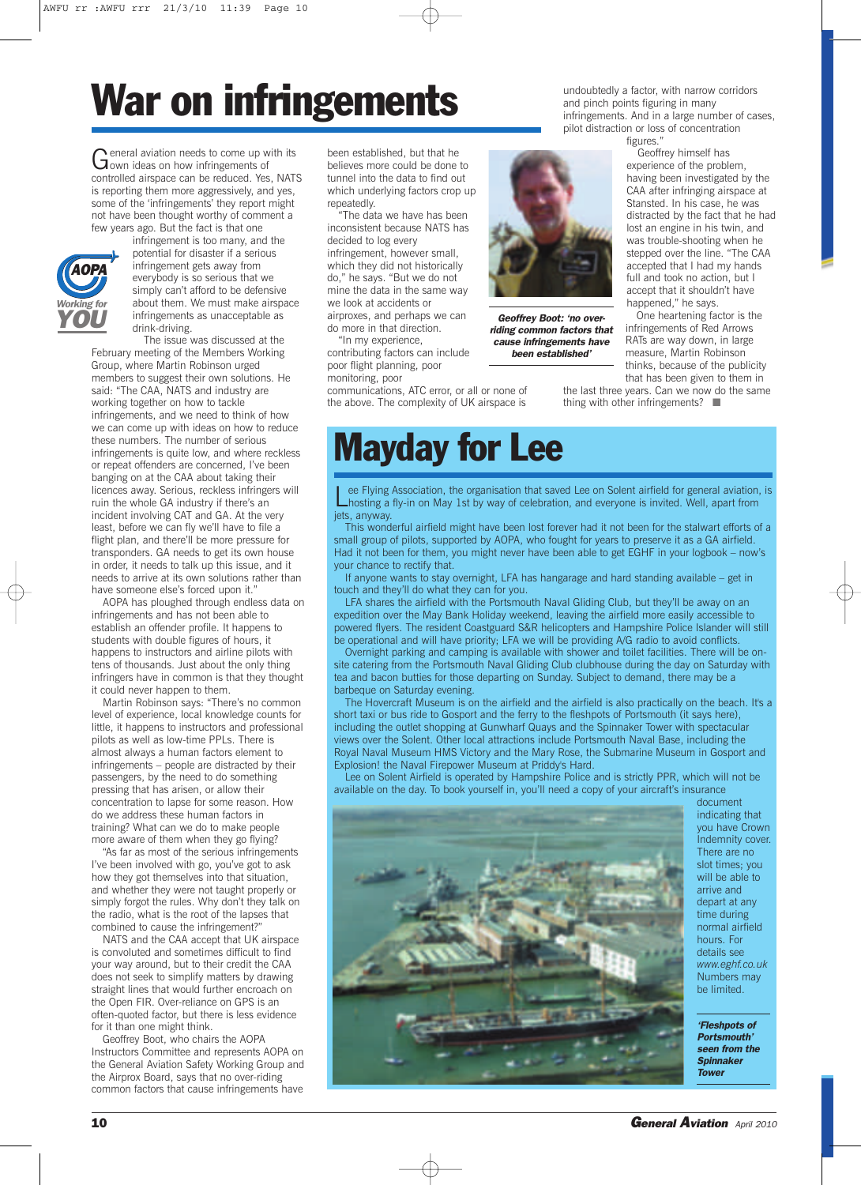# War on infringements

General aviation needs to come up with its own ideas on how infringements of controlled airspace can be reduced. Yes, NATS is reporting them more aggressively, and yes, some of the 'infringements' they report might not have been thought worthy of comment a few years ago. But the fact is that one infringement is too many, and the potential for disaster if a serious infringement gets away from everybody is so serious that we simply can't afford to be defensive about them. We must make airspace infringements as unacceptable as drink-driving.

The issue was discussed at the February meeting of the Members Working Group, where Martin Robinson urged members to suggest their own solutions. He said: "The CAA, NATS and industry are working together on how to tackle infringements, and we need to think of how we can come up with ideas on how to reduce these numbers. The number of serious infringements is quite low, and where reckless or repeat offenders are concerned, I've been banging on at the CAA about taking their licences away. Serious, reckless infringers will ruin the whole GA industry if there's an incident involving CAT and GA. At the very least, before we can fly we'll have to file a flight plan, and there'll be more pressure for transponders. GA needs to get its own house in order, it needs to talk up this issue, and it needs to arrive at its own solutions rather than have someone else's forced upon it."

AOPA has ploughed through endless data on infringements and has not been able to establish an offender profile. It happens to students with double figures of hours, it happens to instructors and airline pilots with tens of thousands. Just about the only thing infringers have in common is that they thought it could never happen to them.

Martin Robinson says: "There's no common level of experience, local knowledge counts for little, it happens to instructors and professional pilots as well as low-time PPLs. There is almost always a human factors element to infringements – people are distracted by their passengers, by the need to do something pressing that has arisen, or allow their concentration to lapse for some reason. How do we address these human factors in training? What can we do to make people more aware of them when they go flying?

"As far as most of the serious infringements I've been involved with go, you've got to ask how they got themselves into that situation, and whether they were not taught properly or simply forgot the rules. Why don't they talk on the radio, what is the root of the lapses that combined to cause the infringement?"

NATS and the CAA accept that UK airspace is convoluted and sometimes difficult to find your way around, but to their credit the CAA does not seek to simplify matters by drawing straight lines that would further encroach on the Open FIR. Over-reliance on GPS is an often-quoted factor, but there is less evidence for it than one might think.

Geoffrey Boot, who chairs the AOPA Instructors Committee and represents AOPA on the General Aviation Safety Working Group and the Airprox Board, says that no over-riding common factors that cause infringements have been established, but that he believes more could be done to tunnel into the data to find out which underlying factors crop up repeatedly.

"The data we have has been inconsistent because NATS has decided to log every infringement, however small, which they did not historically do," he says. "But we do not mine the data in the same way we look at accidents or airproxes, and perhaps we can do more in that direction.

"In my experience, contributing factors can include poor flight planning, poor monitoring, poor communications, ATC error, or all or none of the above. The complexity of UK airspace is undoubtedly a factor, with narrow corridors and pinch points figuring in many infringements. And in a large number of cases, pilot distraction or loss of concentration figures."

*Geoffrey Boot: 'no over-riding common factors that cause infringements have been established'*

Geoffrey himself has experience of the problem, having been investigated by the CAA after infringing airspace at Stansted. In his case, he was distracted by the fact that he had lost an engine in his twin, and was trouble-shooting when he stepped over the line. "The CAA accepted that I had my hands full and took no action, but I accept that it shouldn't have happened," he says.

One heartening factor is the infringements of Red Arrows RATs are way down, in large measure, Martin Robinson thinks, because of the publicity that has been given to them in the last three years. Can we now do the same thing with other infringements? ■

# Mayday for Lee

Lee Flying Association, the organisation that saved Lee on Solent airfield for general aviation, is hosting a fly-in on May 1st by way of celebration, and everyone is invited. Well, apart from jets, anyway.

This wonderful airfield might have been lost forever had it not been for the stalwart efforts of a small group of pilots, supported by AOPA, who fought for years to preserve it as a GA airfield. Had it not been for them, you might never have been able to get EGHF in your logbook – now's your chance to rectify that.

If anyone wants to stay overnight, LFA has hangarage and hard standing available – get in touch and they'll do what they can for you.

LFA shares the airfield with the Portsmouth Naval Gliding Club, but they'll be away on an expedition over the May Bank Holiday weekend, leaving the airfield more easily accessible to powered flyers. The resident Coastguard S&R helicopters and Hampshire Police Islander will still be operational and will have priority; LFA we will be providing A/G radio to avoid conflicts.

Overnight parking and camping is available with shower and toilet facilities. There will be on-site catering from the Portsmouth Naval Gliding Club clubhouse during the day on Saturday with tea and bacon butties for those departing on Sunday. Subject to demand, there may be a barbeque on Saturday evening.

The Hovercraft Museum is on the airfield and the airfield is also practically on the beach. It's a short taxi or bus ride to Gosport and the ferry to the fleshpots of Portsmouth (it says here), including the outlet shopping at Gunwharf Quays and the Spinnaker Tower with spectacular views over the Solent. Other local attractions include Portsmouth Naval Base, including the Royal Naval Museum HMS Victory and the Mary Rose, the Submarine Museum in Gosport and Explosion! the Naval Firepower Museum at Priddy's Hard.

Lee on Solent Airfield is operated by Hampshire Police and is strictly PPR, which will not be available on the day. To book yourself in, you'll need a copy of your aircraft's insurance document indicating that you have Crown Indemnity cover. There are no slot times; you will be able to arrive and depart at any time during normal airfield hours. For details see *www.eghf.co.uk* Numbers may be limited.

*'Fleshpots of Portsmouth' seen from the Spinnaker Tower*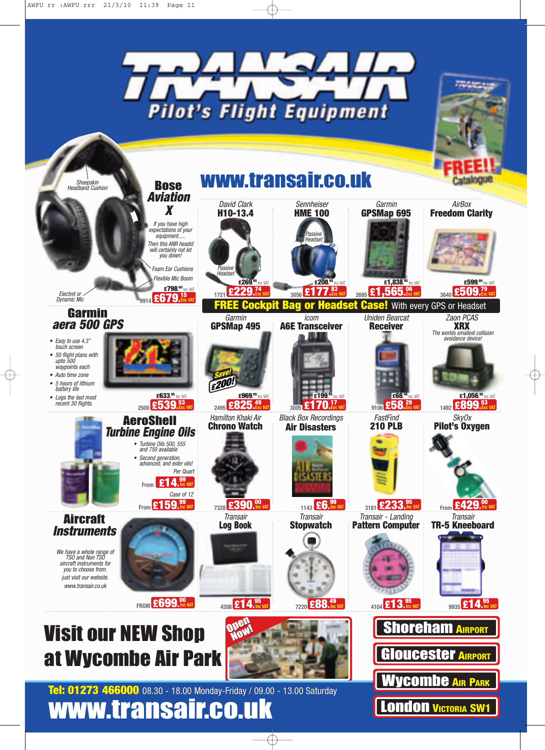# TRANSAIR

## Pilot's Flight Equipment

FREE!! Catalogue

## www.transair.co.uk

### Bose Aviation X

Sheepskin Headband Cushion

*If you have high expectations of your equipment..... Then this ANR headset will certainly not let you down!*

Foam Ear Cushions

Flexible Mic Boom

Electret or Dynamic Mic

£798.00 Inc VAT

9914 £679.15 Exc VAT

### David Clark H10-13.4

Passive Headset

£269.95 Inc VAT

1721 £229.74 Exc VAT

### Sennheiser HME 100

Passive Headset

£208.95 Inc VAT

3056 £177.83 Exc VAT

### Garmin GPSMap 695

£1,838.95 Inc VAT

2695 £1,565.06 Exc VAT

### AirBox Freedom Clarity

£599.00 Inc VAT

3640 £509.79 Exc VAT

**FREE Cockpit Bag or Headset Case!** With every GPS or Headset

### Garmin aera 500 GPS

- Easy to use 4.3" touch screen
- 50 flight plans with upto 500 waypoints each
- Auto time zone
- 5 hours of lithium battery life
- Logs the last most recent 30 flights.

£633.95 Inc VAT

2500 £539.53 Exc VAT

### Garmin GPSMap 495

Save! £200!

£969.95 Inc VAT

2495 £825.49 Exc VAT

### icom A6E Transceiver

£199.95 Inc VAT

3005 £170.17 Exc VAT

### Uniden Bearcat Receiver

£68.49 Inc VAT

9106 £58.29 Exc VAT

### Zaon PCAS XRX

*The worlds smallest collision avoidance device!*

£1,056.95 Inc VAT

1492 £899.53 Exc VAT

### AeroShell Turbine Engine Oils

- Turbine Oils 500, 555 and 750 available
- Second generation, advanced, and ester oils!

Per Quart

From £14.99 Inc VAT

Case of 12

From £159.99 Inc VAT

### Hamilton Khaki Air Chrono Watch

7328 £390.00 Inc VAT

### Black Box Recordings Air Disasters

1143 £6.99 Inc VAT

### FastFind 210 PLB

3181 £233.95 Inc VAT

### SkyOx Pilot's Oxygen

From £429.00 Inc VAT

### Aircraft Instruments

*We have a whole range of TSO and Non TSO aircraft instruments for you to choose from. just visit our website. www.transair.co.uk*

FROM £699.00 Inc VAT

### Transair Log Book

4208 £14.95 Inc VAT

### Transair Stopwatch

7220 £88.49 Inc VAT

### Transair - Landing Pattern Computer

4104 £13.95 Inc VAT

### Transair TR-5 Kneeboard

9935 £14.95 Inc VAT

## Visit our NEW Shop at Wycombe Air Park

Open Now!

- Shoreham Airport
- Gloucester Airport
- Wycombe Air Park
- London Victoria SW1

**Tel: 01273 466000** 08.30 - 18.00 Monday-Friday / 09.00 - 13.00 Saturday

## www.transair.co.uk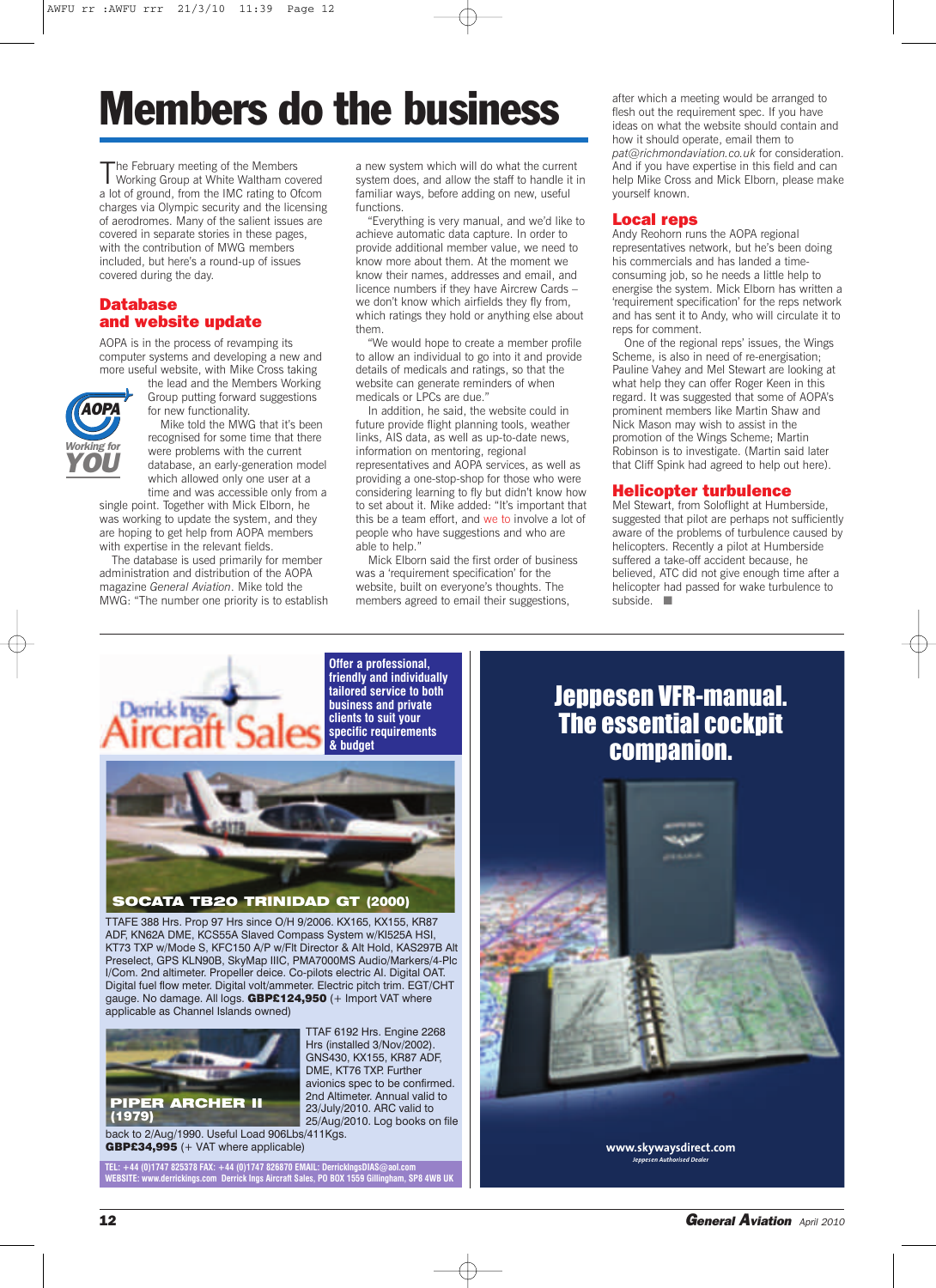# Members do the business

The February meeting of the Members Working Group at White Waltham covered a lot of ground, from the IMC rating to Ofcom charges via Olympic security and the licensing of aerodromes. Many of the salient issues are covered in separate stories in these pages, with the contribution of MWG members included, but here's a round-up of issues covered during the day.

## Database and website update

AOPA is in the process of revamping its computer systems and developing a new and more useful website, with Mike Cross taking the lead and the Members Working Group putting forward suggestions for new functionality.

Mike told the MWG that it's been recognised for some time that there were problems with the current database, an early-generation model which allowed only one user at a time and was accessible only from a single point. Together with Mick Elborn, he was working to update the system, and they are hoping to get help from AOPA members with expertise in the relevant fields.

The database is used primarily for member administration and distribution of the AOPA magazine *General Aviation*. Mike told the MWG: "The number one priority is to establish a new system which will do what the current system does, and allow the staff to handle it in familiar ways, before adding on new, useful functions.

"Everything is very manual, and we'd like to achieve automatic data capture. In order to provide additional member value, we need to know more about them. At the moment we know their names, addresses and email, and licence numbers if they have Aircrew Cards – we don't know which airfields they fly from, which ratings they hold or anything else about them.

"We would hope to create a member profile to allow an individual to go into it and provide details of medicals and ratings, so that the website can generate reminders of when medicals or LPCs are due."

In addition, he said, the website could in future provide flight planning tools, weather links, AIS data, as well as up-to-date news, information on mentoring, regional representatives and AOPA services, as well as providing a one-stop-shop for those who were considering learning to fly but didn't know how to set about it. Mike added: "It's important that this be a team effort, and we to involve a lot of people who have suggestions and who are able to help."

Mick Elborn said the first order of business was a 'requirement specification' for the website, built on everyone's thoughts. The members agreed to email their suggestions, after which a meeting would be arranged to flesh out the requirement spec. If you have ideas on what the website should contain and how it should operate, email them to *pat@richmondaviation.co.uk* for consideration. And if you have expertise in this field and can help Mike Cross and Mick Elborn, please make yourself known.

## Local reps

Andy Reohorn runs the AOPA regional representatives network, but he's been doing his commercials and has landed a time-consuming job, so he needs a little help to energise the system. Mick Elborn has written a 'requirement specification' for the reps network and has sent it to Andy, who will circulate it to reps for comment.

One of the regional reps' issues, the Wings Scheme, is also in need of re-energisation; Pauline Vahey and Mel Stewart are looking at what help they can offer Roger Keen in this regard. It was suggested that some of AOPA's prominent members like Martin Shaw and Nick Mason may wish to assist in the promotion of the Wings Scheme; Martin Robinson is to investigate. (Martin said later that Cliff Spink had agreed to help out here).

## Helicopter turbulence

Mel Stewart, from Soloflight at Humberside, suggested that pilot are perhaps not sufficiently aware of the problems of turbulence caused by helicopters. Recently a pilot at Humberside suffered a take-off accident because, he believed, ATC did not give enough time after a helicopter had passed for wake turbulence to subside. ■

---

**Derrick Ings Aircraft Sales**

**Offer a professional, friendly and individually tailored service to both business and private clients to suit your specific requirements & budget**

**SOCATA TB20 TRINIDAD GT (2000)**

TTAFE 388 Hrs. Prop 97 Hrs since O/H 9/2006. KX165, KX155, KR87 ADF, KN62A DME, KCS55A Slaved Compass System w/KI525A HSI, KT73 TXP w/Mode S, KFC150 A/P w/Flt Director & Alt Hold, KAS297B Alt Preselect, GPS KLN90B, SkyMap IIIC, PMA7000MS Audio/Markers/4-Plc I/Com. 2nd altimeter. Propeller deice. Co-pilots electric AI. Digital OAT. Digital fuel flow meter. Digital volt/ammeter. Electric pitch trim. EGT/CHT gauge. No damage. All logs. **GBP£124,950** (+ Import VAT where applicable as Channel Islands owned)

**PIPER ARCHER II (1979)**

TTAF 6192 Hrs. Engine 2268 Hrs (installed 3/Nov/2002). GNS430, KX155, KR87 ADF, DME, KT76 TXP. Further avionics spec to be confirmed. 2nd Altimeter. Annual valid to 23/July/2010. ARC valid to 25/Aug/2010. Log books on file back to 2/Aug/1990. Useful Load 906Lbs/411Kgs. **GBP£34,995** (+ VAT where applicable)

TEL: +44 (0)1747 825378 FAX: +44 (0)1747 826870 EMAIL: DerrickIngsDIAS@aol.com
WEBSITE: www.derrickings.com Derrick Ings Aircraft Sales, PO BOX 1559 Gillingham, SP8 4WB UK

---

**Jeppesen VFR-manual. The essential cockpit companion.**

www.skywaysdirect.com
Jeppesen Authorised Dealer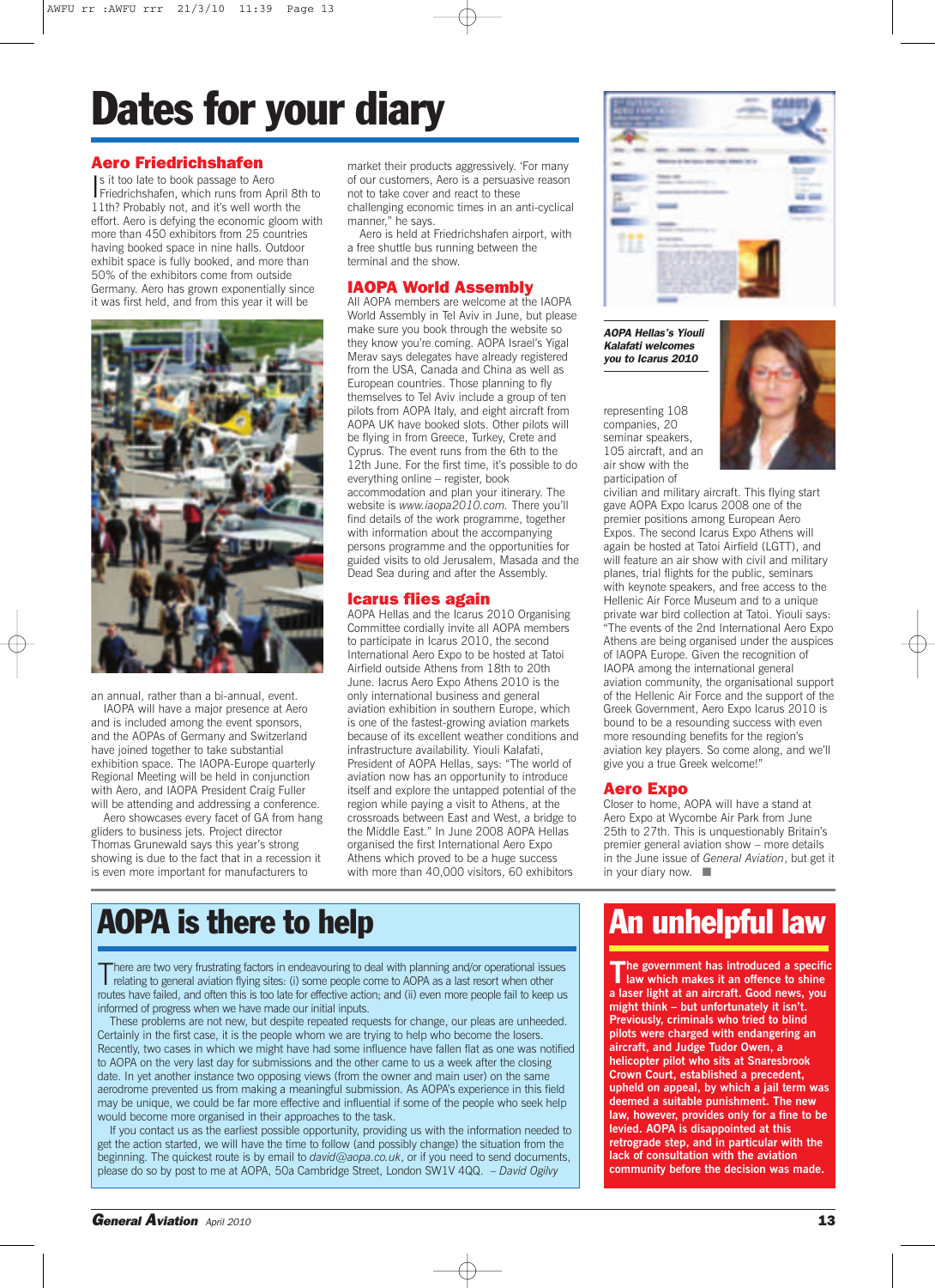# Dates for your diary

## Aero Friedrichshafen

Is it too late to book passage to Aero Friedrichshafen, which runs from April 8th to 11th? Probably not, and it's well worth the effort. Aero is defying the economic gloom with more than 450 exhibitors from 25 countries having booked space in nine halls. Outdoor exhibit space is fully booked, and more than 50% of the exhibitors come from outside Germany. Aero has grown exponentially since it was first held, and from this year it will be an annual, rather than a bi-annual, event.

IAOPA will have a major presence at Aero and is included among the event sponsors, and the AOPAs of Germany and Switzerland have joined together to take substantial exhibition space. The IAOPA-Europe quarterly Regional Meeting will be held in conjunction with Aero, and IAOPA President Craig Fuller will be attending and addressing a conference.

Aero showcases every facet of GA from hang gliders to business jets. Project director Thomas Grunewald says this year's strong showing is due to the fact that in a recession it is even more important for manufacturers to market their products aggressively. 'For many of our customers, Aero is a persuasive reason not to take cover and react to these challenging economic times in an anti-cyclical manner," he says.

Aero is held at Friedrichshafen airport, with a free shuttle bus running between the terminal and the show.

## IAOPA World Assembly

All AOPA members are welcome at the IAOPA World Assembly in Tel Aviv in June, but please make sure you book through the website so they know you're coming. AOPA Israel's Yigal Merav says delegates have already registered from the USA, Canada and China as well as European countries. Those planning to fly themselves to Tel Aviv include a group of ten pilots from AOPA Italy, and eight aircraft from AOPA UK have booked slots. Other pilots will be flying in from Greece, Turkey, Crete and Cyprus. The event runs from the 6th to the 12th June. For the first time, it's possible to do everything online – register, book accommodation and plan your itinerary. The website is *www.iaopa2010.com.* There you'll find details of the work programme, together with information about the accompanying persons programme and the opportunities for guided visits to old Jerusalem, Masada and the Dead Sea during and after the Assembly.

## Icarus flies again

AOPA Hellas and the Icarus 2010 Organising Committee cordially invite all AOPA members to participate in Icarus 2010, the second International Aero Expo to be hosted at Tatoi Airfield outside Athens from 18th to 20th June. Iacrus Aero Expo Athens 2010 is the only international business and general aviation exhibition in southern Europe, which is one of the fastest-growing aviation markets because of its excellent weather conditions and infrastructure availability. Yiouli Kalafati, President of AOPA Hellas, says: "The world of aviation now has an opportunity to introduce itself and explore the untapped potential of the region while paying a visit to Athens, at the crossroads between East and West, a bridge to the Middle East." In June 2008 AOPA Hellas organised the first International Aero Expo Athens which proved to be a huge success with more than 40,000 visitors, 60 exhibitors representing 108 companies, 20 seminar speakers, 105 aircraft, and an air show with the participation of civilian and military aircraft. This flying start gave AOPA Expo Icarus 2008 one of the premier positions among European Aero Expos. The second Icarus Expo Athens will again be hosted at Tatoi Airfield (LGTT), and will feature an air show with civil and military planes, trial flights for the public, seminars with keynote speakers, and free access to the Hellenic Air Force Museum and to a unique private war bird collection at Tatoi. Yiouli says: "The events of the 2nd International Aero Expo Athens are being organised under the auspices of IAOPA Europe. Given the recognition of IAOPA among the international general aviation community, the organisational support of the Hellenic Air Force and the support of the Greek Government, Aero Expo Icarus 2010 is bound to be a resounding success with even more resounding benefits for the region's aviation key players. So come along, and we'll give you a true Greek welcome!"

*AOPA Hellas's Yiouli Kalafati welcomes you to Icarus 2010*

## Aero Expo

Closer to home, AOPA will have a stand at Aero Expo at Wycombe Air Park from June 25th to 27th. This is unquestionably Britain's premier general aviation show – more details in the June issue of *General Aviation*, but get it in your diary now. ■

# AOPA is there to help

There are two very frustrating factors in endeavouring to deal with planning and/or operational issues relating to general aviation flying sites: (i) some people come to AOPA as a last resort when other routes have failed, and often this is too late for effective action; and (ii) even more people fail to keep us informed of progress when we have made our initial inputs.

These problems are not new, but despite repeated requests for change, our pleas are unheeded. Certainly in the first case, it is the people whom we are trying to help who become the losers. Recently, two cases in which we might have had some influence have fallen flat as one was notified to AOPA on the very last day for submissions and the other came to us a week after the closing date. In yet another instance two opposing views (from the owner and main user) on the same aerodrome prevented us from making a meaningful submission. As AOPA's experience in this field may be unique, we could be far more effective and influential if some of the people who seek help would become more organised in their approaches to the task.

If you contact us as the earliest possible opportunity, providing us with the information needed to get the action started, we will have the time to follow (and possibly change) the situation from the beginning. The quickest route is by email to *david@aopa.co.uk*, or if you need to send documents, please do so by post to me at AOPA, 50a Cambridge Street, London SW1V 4QQ. *– David Ogilvy*

# An unhelpful law

**The government has introduced a specific law which makes it an offence to shine a laser light at an aircraft. Good news, you might think – but unfortunately it isn't. Previously, criminals who tried to blind pilots were charged with endangering an aircraft, and Judge Tudor Owen, a helicopter pilot who sits at Snaresbrook Crown Court, established a precedent, upheld on appeal, by which a jail term was deemed a suitable punishment. The new law, however, provides only for a fine to be levied. AOPA is disappointed at this retrograde step, and in particular with the lack of consultation with the aviation community before the decision was made.**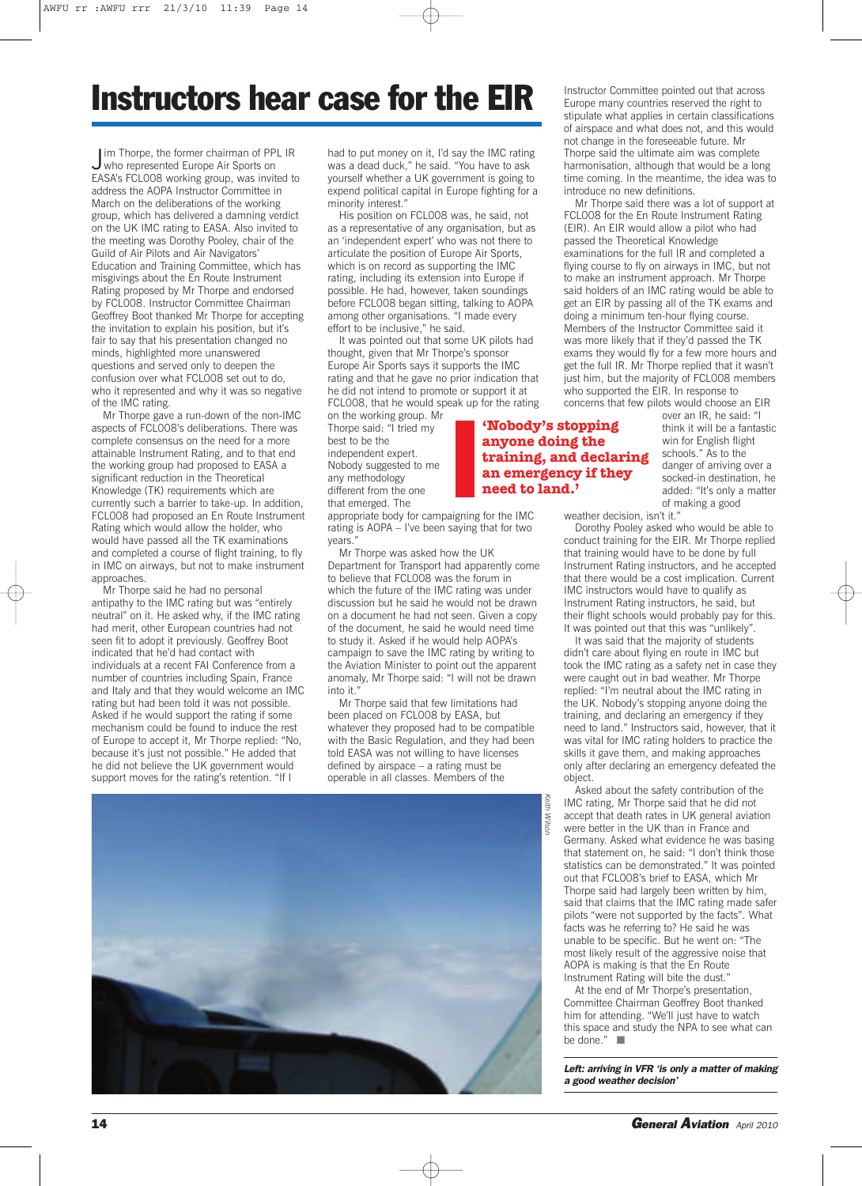# Instructors hear case for the EIR

Jim Thorpe, the former chairman of PPL IR who represented Europe Air Sports on EASA's FCL008 working group, was invited to address the AOPA Instructor Committee in March on the deliberations of the working group, which has delivered a damning verdict on the UK IMC rating to EASA. Also invited to the meeting was Dorothy Pooley, chair of the Guild of Air Pilots and Air Navigators' Education and Training Committee, which has misgivings about the En Route Instrument Rating proposed by Mr Thorpe and endorsed by FCL008. Instructor Committee Chairman Geoffrey Boot thanked Mr Thorpe for accepting the invitation to explain his position, but it's fair to say that his presentation changed no minds, highlighted more unanswered questions and served only to deepen the confusion over what FCL008 set out to do, who it represented and why it was so negative of the IMC rating.

Mr Thorpe gave a run-down of the non-IMC aspects of FCL008's deliberations. There was complete consensus on the need for a more attainable Instrument Rating, and to that end the working group had proposed to EASA a significant reduction in the Theoretical Knowledge (TK) requirements which are currently such a barrier to take-up. In addition, FCL008 had proposed an En Route Instrument Rating which would allow the holder, who would have passed all the TK examinations and completed a course of flight training, to fly in IMC on airways, but not to make instrument approaches.

Mr Thorpe said he had no personal antipathy to the IMC rating but was "entirely neutral" on it. He asked why, if the IMC rating had merit, other European countries had not seen fit to adopt it previously. Geoffrey Boot indicated that he'd had contact with individuals at a recent FAI Conference from a number of countries including Spain, France and Italy and that they would welcome an IMC rating but had been told it was not possible. Asked if he would support the rating if some mechanism could be found to induce the rest of Europe to accept it, Mr Thorpe replied: "No, because it's just not possible." He added that he did not believe the UK government would support moves for the rating's retention. "If I had to put money on it, I'd say the IMC rating was a dead duck," he said. "You have to ask yourself whether a UK government is going to expend political capital in Europe fighting for a minority interest."

His position on FCL008 was, he said, not as a representative of any organisation, but as an 'independent expert' who was not there to articulate the position of Europe Air Sports, which is on record as supporting the IMC rating, including its extension into Europe if possible. He had, however, taken soundings before FCL008 began sitting, talking to AOPA among other organisations. "I made every effort to be inclusive," he said.

It was pointed out that some UK pilots had thought, given that Mr Thorpe's sponsor Europe Air Sports says it supports the IMC rating and that he gave no prior indication that he did not intend to promote or support it at FCL008, that he would speak up for the rating on the working group. Mr Thorpe said: "I tried my best to be the independent expert. Nobody suggested to me any methodology different from the one that emerged. The appropriate body for campaigning for the IMC rating is AOPA – I've been saying that for two years."

> **'Nobody's stopping anyone doing the training, and declaring an emergency if they need to land.'**

Mr Thorpe was asked how the UK Department for Transport had apparently come to believe that FCL008 was the forum in which the future of the IMC rating was under discussion but he said he would not be drawn on a document he had not seen. Given a copy of the document, he said he would need time to study it. Asked if he would help AOPA's campaign to save the IMC rating by writing to the Aviation Minister to point out the apparent anomaly, Mr Thorpe said: "I will not be drawn into it."

Mr Thorpe said that few limitations had been placed on FCL008 by EASA, but whatever they proposed had to be compatible with the Basic Regulation, and they had been told EASA was not willing to have licenses defined by airspace – a rating must be operable in all classes. Members of the Instructor Committee pointed out that across Europe many countries reserved the right to stipulate what applies in certain classifications of airspace and what does not, and this would not change in the foreseeable future. Mr Thorpe said the ultimate aim was complete harmonisation, although that would be a long time coming. In the meantime, the idea was to introduce no new definitions.

Mr Thorpe said there was a lot of support at FCL008 for the En Route Instrument Rating (EIR). An EIR would allow a pilot who had passed the Theoretical Knowledge examinations for the full IR and completed a flying course to fly on airways in IMC, but not to make an instrument approach. Mr Thorpe said holders of an IMC rating would be able to get an EIR by passing all of the TK exams and doing a minimum ten-hour flying course. Members of the Instructor Committee said it was more likely that if they'd passed the TK exams they would fly for a few more hours and get the full IR. Mr Thorpe replied that it wasn't just him, but the majority of FCL008 members who supported the EIR. In response to concerns that few pilots would choose an EIR over an IR, he said: "I think it will be a fantastic win for English flight schools." As to the danger of arriving over a socked-in destination, he added: "It's only a matter of making a good weather decision, isn't it."

Dorothy Pooley asked who would be able to conduct training for the EIR. Mr Thorpe replied that training would have to be done by full Instrument Rating instructors, and he accepted that there would be a cost implication. Current IMC instructors would have to qualify as Instrument Rating instructors, he said, but their flight schools would probably pay for this. It was pointed out that this was "unlikely".

It was said that the majority of students didn't care about flying en route in IMC but took the IMC rating as a safety net in case they were caught out in bad weather. Mr Thorpe replied: "I'm neutral about the IMC rating in the UK. Nobody's stopping anyone doing the training, and declaring an emergency if they need to land." Instructors said, however, that it was vital for IMC rating holders to practice the skills it gave them, and making approaches only after declaring an emergency defeated the object.

Asked about the safety contribution of the IMC rating, Mr Thorpe said that he did not accept that death rates in UK general aviation were better in the UK than in France and Germany. Asked what evidence he was basing that statement on, he said: "I don't think those statistics can be demonstrated." It was pointed out that FCL008's brief to EASA, which Mr Thorpe said had largely been written by him, said that claims that the IMC rating made safer pilots "were not supported by the facts". What facts was he referring to? He said he was unable to be specific. But he went on: "The most likely result of the aggressive noise that AOPA is making is that the En Route Instrument Rating will bite the dust."

At the end of Mr Thorpe's presentation, Committee Chairman Geoffrey Boot thanked him for attending. "We'll just have to watch this space and study the NPA to see what can be done." ■

Keith Wilson

***Left: arriving in VFR 'is only a matter of making a good weather decision'***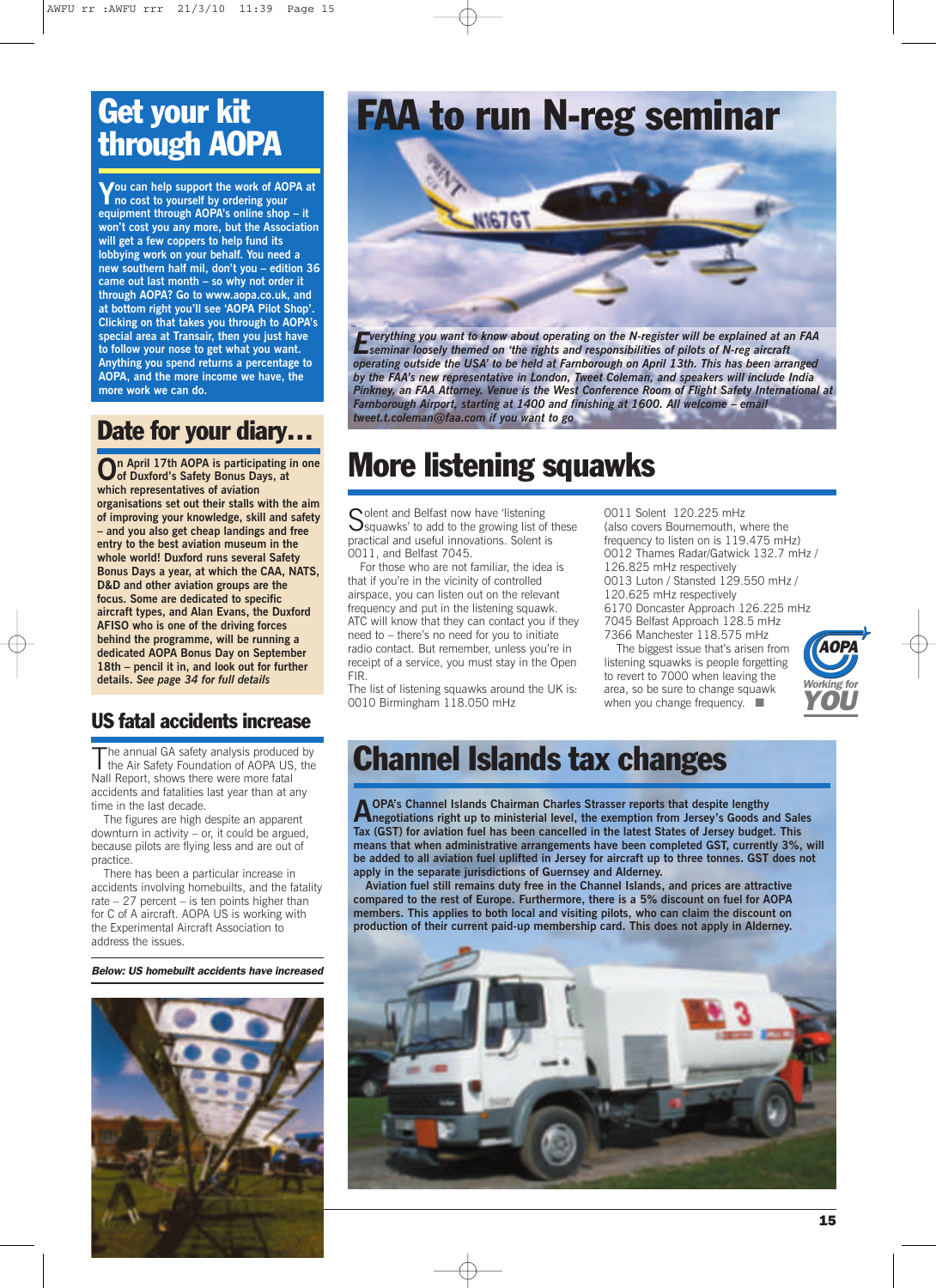# Get your kit through AOPA

**You can help support the work of AOPA at no cost to yourself by ordering your equipment through AOPA's online shop – it won't cost you any more, but the Association will get a few coppers to help fund its lobbying work on your behalf. You need a new southern half mil, don't you – edition 36 came out last month – so why not order it through AOPA? Go to www.aopa.co.uk, and at bottom right you'll see 'AOPA Pilot Shop'. Clicking on that takes you through to AOPA's special area at Transair, then you just have to follow your nose to get what you want. Anything you spend returns a percentage to AOPA, and the more income we have, the more work we can do.**

## Date for your diary…

**On April 17th AOPA is participating in one of Duxford's Safety Bonus Days, at which representatives of aviation organisations set out their stalls with the aim of improving your knowledge, skill and safety – and you also get cheap landings and free entry to the best aviation museum in the whole world! Duxford runs several Safety Bonus Days a year, at which the CAA, NATS, D&D and other aviation groups are the focus. Some are dedicated to specific aircraft types, and Alan Evans, the Duxford AFISO who is one of the driving forces behind the programme, will be running a dedicated AOPA Bonus Day on September 18th – pencil it in, and look out for further details.** ***See page 34 for full details***

## US fatal accidents increase

The annual GA safety analysis produced by the Air Safety Foundation of AOPA US, the Nall Report, shows there were more fatal accidents and fatalities last year than at any time in the last decade.

The figures are high despite an apparent downturn in activity – or, it could be argued, because pilots are flying less and are out of practice.

There has been a particular increase in accidents involving homebuilts, and the fatality rate – 27 percent – is ten points higher than for C of A aircraft. AOPA US is working with the Experimental Aircraft Association to address the issues.

***Below: US homebuilt accidents have increased***

# FAA to run N-reg seminar

***Everything you want to know about operating on the N-register will be explained at an FAA seminar loosely themed on 'the rights and responsibilities of pilots of N-reg aircraft operating outside the USA' to be held at Farnborough on April 13th. This has been arranged by the FAA's new representative in London, Tweet Coleman, and speakers will include India Pinkney, an FAA Attorney. Venue is the West Conference Room of Flight Safety International at Farnborough Airport, starting at 1400 and finishing at 1600. All welcome – email tweet.t.coleman@faa.com if you want to go***

# More listening squawks

Solent and Belfast now have 'listening squawks' to add to the growing list of these practical and useful innovations. Solent is 0011, and Belfast 7045.

For those who are not familiar, the idea is that if you're in the vicinity of controlled airspace, you can listen out on the relevant frequency and put in the listening squawk. ATC will know that they can contact you if they need to – there's no need for you to initiate radio contact. But remember, unless you're in receipt of a service, you must stay in the Open FIR.

The list of listening squawks around the UK is:

0010 Birmingham 118.050 mHz
0011 Solent 120.225 mHz (also covers Bournemouth, where the frequency to listen on is 119.475 mHz)
0012 Thames Radar/Gatwick 132.7 mHz / 126.825 mHz respectively
0013 Luton / Stansted 129.550 mHz / 120.625 mHz respectively
6170 Doncaster Approach 126.225 mHz
7045 Belfast Approach 128.5 mHz
7366 Manchester 118.575 mHz

The biggest issue that's arisen from listening squawks is people forgetting to revert to 7000 when leaving the area, so be sure to change squawk when you change frequency. ■

# Channel Islands tax changes

**AOPA's Channel Islands Chairman Charles Strasser reports that despite lengthy negotiations right up to ministerial level, the exemption from Jersey's Goods and Sales Tax (GST) for aviation fuel has been cancelled in the latest States of Jersey budget. This means that when administrative arrangements have been completed GST, currently 3%, will be added to all aviation fuel uplifted in Jersey for aircraft up to three tonnes. GST does not apply in the separate jurisdictions of Guernsey and Alderney.**

**Aviation fuel still remains duty free in the Channel Islands, and prices are attractive compared to the rest of Europe. Furthermore, there is a 5% discount on fuel for AOPA members. This applies to both local and visiting pilots, who can claim the discount on production of their current paid-up membership card. This does not apply in Alderney.**